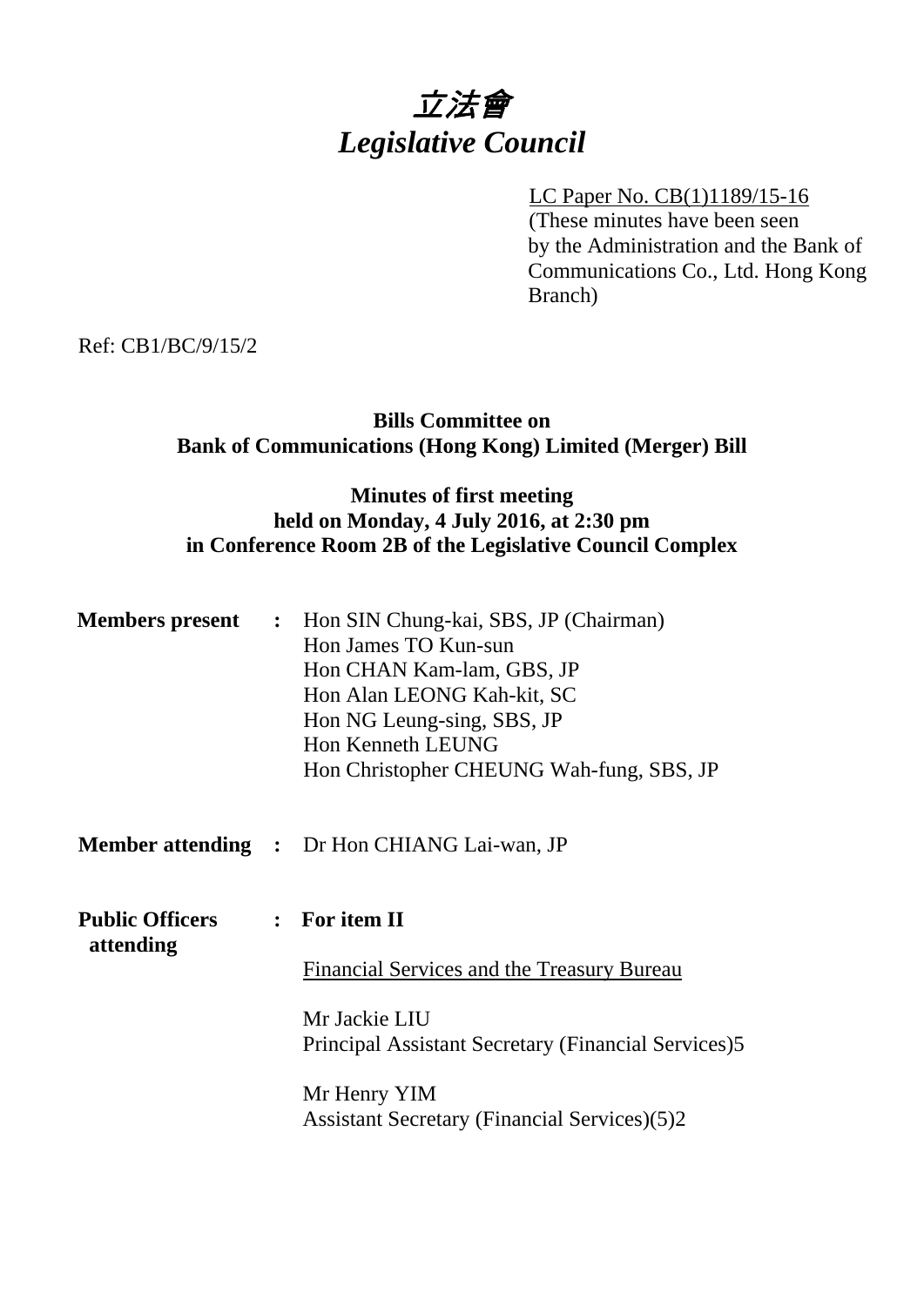# 立法會
# *Legislative Council*

LC Paper No. CB(1)1189/15-16
(These minutes have been seen by the Administration and the Bank of Communications Co., Ltd. Hong Kong Branch)

Ref: CB1/BC/9/15/2

**Bills Committee on**
**Bank of Communications (Hong Kong) Limited (Merger) Bill**

**Minutes of first meeting**
**held on Monday, 4 July 2016, at 2:30 pm**
**in Conference Room 2B of the Legislative Council Complex**

**Members present** : Hon SIN Chung-kai, SBS, JP (Chairman)
Hon James TO Kun-sun
Hon CHAN Kam-lam, GBS, JP
Hon Alan LEONG Kah-kit, SC
Hon NG Leung-sing, SBS, JP
Hon Kenneth LEUNG
Hon Christopher CHEUNG Wah-fung, SBS, JP

**Member attending** : Dr Hon CHIANG Lai-wan, JP

**Public Officers attending** : **For item II**

Financial Services and the Treasury Bureau

Mr Jackie LIU
Principal Assistant Secretary (Financial Services)5

Mr Henry YIM
Assistant Secretary (Financial Services)(5)2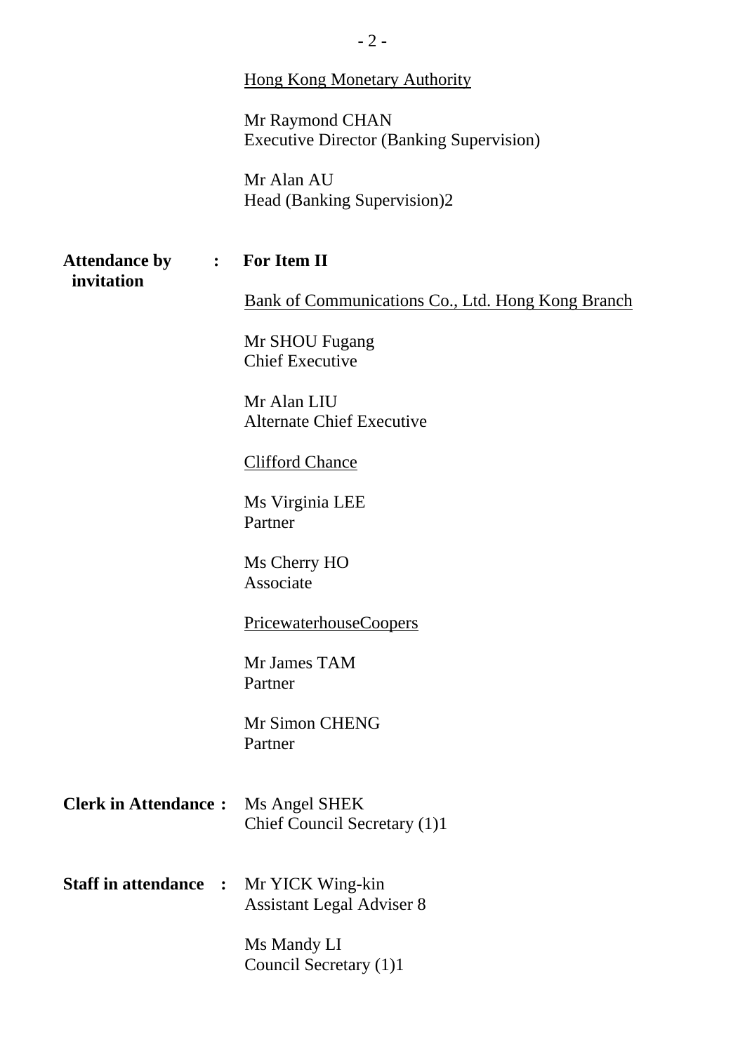<u>Hong Kong Monetary Authority</u>

Mr Raymond CHAN
Executive Director (Banking Supervision)

Mr Alan AU
Head (Banking Supervision)2

**Attendance by invitation :** **For Item II**

<u>Bank of Communications Co., Ltd. Hong Kong Branch</u>

Mr SHOU Fugang
Chief Executive

Mr Alan LIU
Alternate Chief Executive

<u>Clifford Chance</u>

Ms Virginia LEE
Partner

Ms Cherry HO
Associate

<u>PricewaterhouseCoopers</u>

Mr James TAM
Partner

Mr Simon CHENG
Partner

**Clerk in Attendance :** Ms Angel SHEK
Chief Council Secretary (1)1

**Staff in attendance :** Mr YICK Wing-kin
Assistant Legal Adviser 8

Ms Mandy LI
Council Secretary (1)1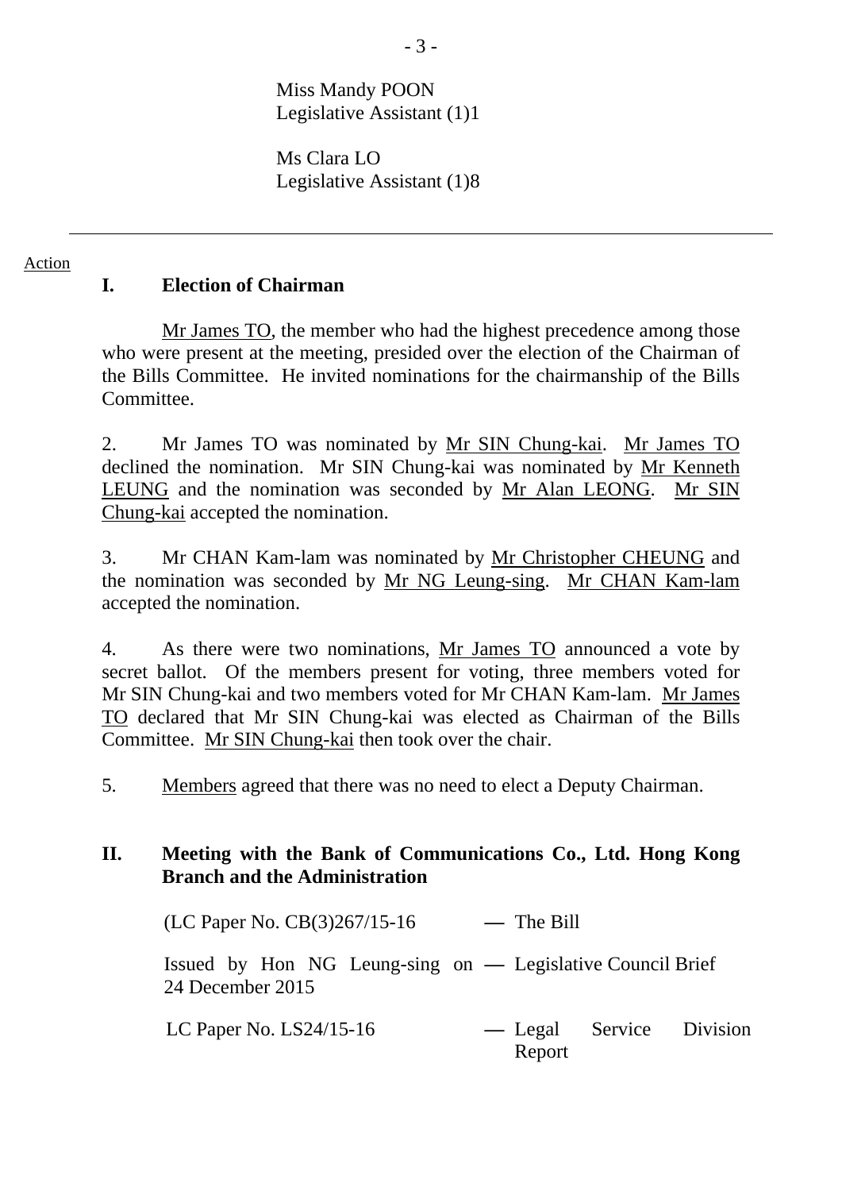Miss Mandy POON
Legislative Assistant (1)1

Ms Clara LO
Legislative Assistant (1)8

---

Action

## I. Election of Chairman

Mr James TO, the member who had the highest precedence among those who were present at the meeting, presided over the election of the Chairman of the Bills Committee. He invited nominations for the chairmanship of the Bills Committee.

2. Mr James TO was nominated by Mr SIN Chung-kai. Mr James TO declined the nomination. Mr SIN Chung-kai was nominated by Mr Kenneth LEUNG and the nomination was seconded by Mr Alan LEONG. Mr SIN Chung-kai accepted the nomination.

3. Mr CHAN Kam-lam was nominated by Mr Christopher CHEUNG and the nomination was seconded by Mr NG Leung-sing. Mr CHAN Kam-lam accepted the nomination.

4. As there were two nominations, Mr James TO announced a vote by secret ballot. Of the members present for voting, three members voted for Mr SIN Chung-kai and two members voted for Mr CHAN Kam-lam. Mr James TO declared that Mr SIN Chung-kai was elected as Chairman of the Bills Committee. Mr SIN Chung-kai then took over the chair.

5. Members agreed that there was no need to elect a Deputy Chairman.

## II. Meeting with the Bank of Communications Co., Ltd. Hong Kong Branch and the Administration

| | | |
|---|---|---|
| (LC Paper No. CB(3)267/15-16 | — | The Bill |
| Issued by Hon NG Leung-sing on 24 December 2015 | — | Legislative Council Brief |
| LC Paper No. LS24/15-16 | — | Legal Service Division Report |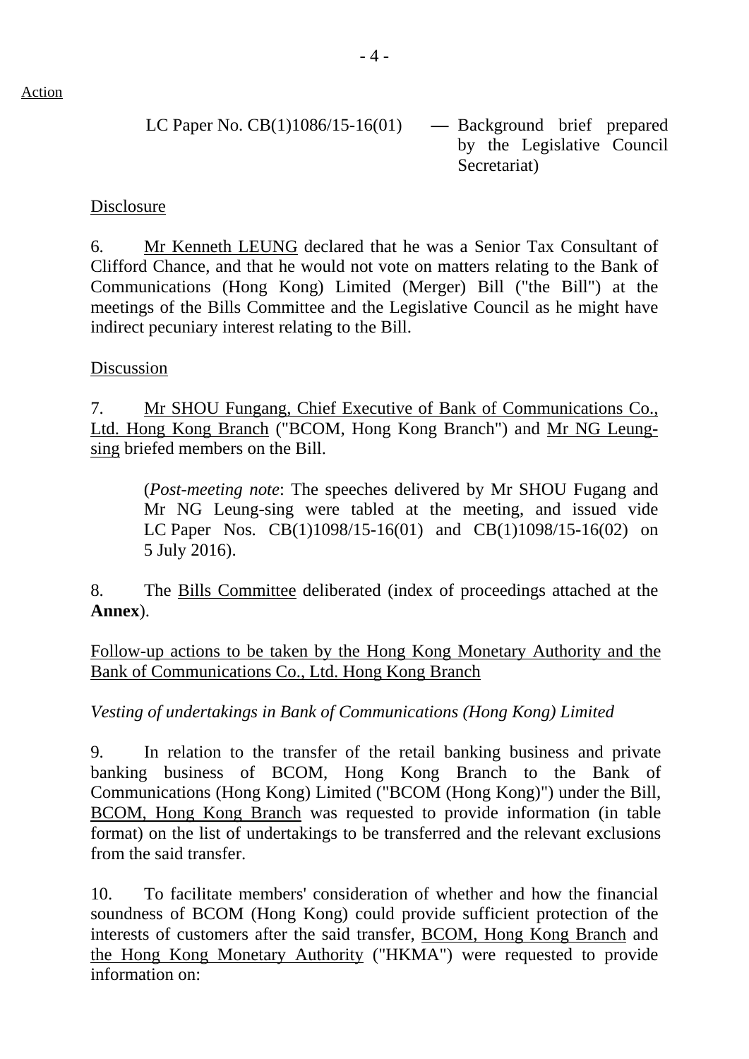Action

LC Paper No. CB(1)1086/15-16(01) — Background brief prepared by the Legislative Council Secretariat)

Disclosure

6. Mr Kenneth LEUNG declared that he was a Senior Tax Consultant of Clifford Chance, and that he would not vote on matters relating to the Bank of Communications (Hong Kong) Limited (Merger) Bill ("the Bill") at the meetings of the Bills Committee and the Legislative Council as he might have indirect pecuniary interest relating to the Bill.

Discussion

7. Mr SHOU Fungang, Chief Executive of Bank of Communications Co., Ltd. Hong Kong Branch ("BCOM, Hong Kong Branch") and Mr NG Leung-sing briefed members on the Bill.

> (*Post-meeting note*: The speeches delivered by Mr SHOU Fugang and Mr NG Leung-sing were tabled at the meeting, and issued vide LC Paper Nos. CB(1)1098/15-16(01) and CB(1)1098/15-16(02) on 5 July 2016).

8. The Bills Committee deliberated (index of proceedings attached at the **Annex**).

Follow-up actions to be taken by the Hong Kong Monetary Authority and the Bank of Communications Co., Ltd. Hong Kong Branch

*Vesting of undertakings in Bank of Communications (Hong Kong) Limited*

9. In relation to the transfer of the retail banking business and private banking business of BCOM, Hong Kong Branch to the Bank of Communications (Hong Kong) Limited ("BCOM (Hong Kong)") under the Bill, BCOM, Hong Kong Branch was requested to provide information (in table format) on the list of undertakings to be transferred and the relevant exclusions from the said transfer.

10. To facilitate members' consideration of whether and how the financial soundness of BCOM (Hong Kong) could provide sufficient protection of the interests of customers after the said transfer, BCOM, Hong Kong Branch and the Hong Kong Monetary Authority ("HKMA") were requested to provide information on: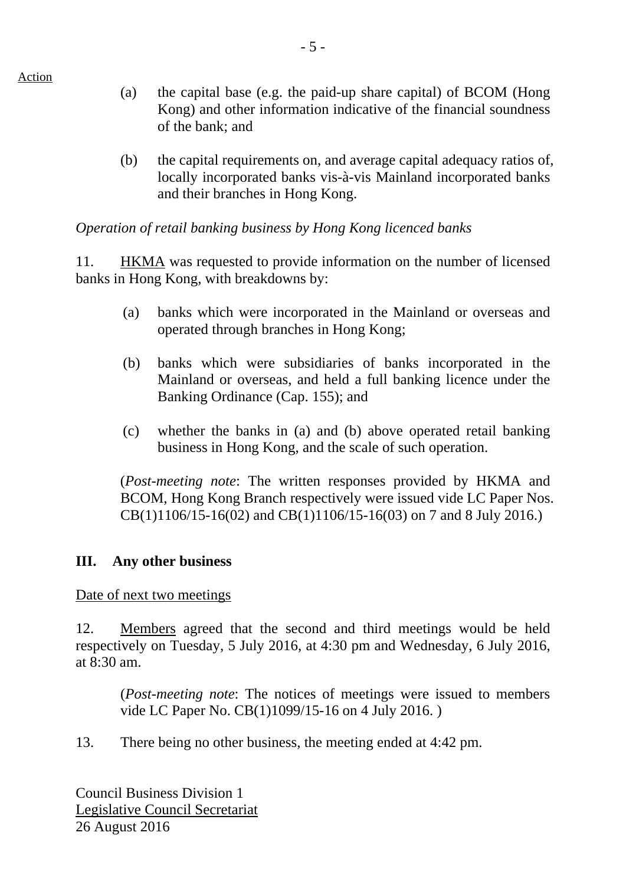Action

(a) the capital base (e.g. the paid-up share capital) of BCOM (Hong Kong) and other information indicative of the financial soundness of the bank; and

(b) the capital requirements on, and average capital adequacy ratios of, locally incorporated banks vis-à-vis Mainland incorporated banks and their branches in Hong Kong.

*Operation of retail banking business by Hong Kong licenced banks*

11. HKMA was requested to provide information on the number of licensed banks in Hong Kong, with breakdowns by:

(a) banks which were incorporated in the Mainland or overseas and operated through branches in Hong Kong;

(b) banks which were subsidiaries of banks incorporated in the Mainland or overseas, and held a full banking licence under the Banking Ordinance (Cap. 155); and

(c) whether the banks in (a) and (b) above operated retail banking business in Hong Kong, and the scale of such operation.

(*Post-meeting note*: The written responses provided by HKMA and BCOM, Hong Kong Branch respectively were issued vide LC Paper Nos. CB(1)1106/15-16(02) and CB(1)1106/15-16(03) on 7 and 8 July 2016.)

## III. Any other business

Date of next two meetings

12. Members agreed that the second and third meetings would be held respectively on Tuesday, 5 July 2016, at 4:30 pm and Wednesday, 6 July 2016, at 8:30 am.

(*Post-meeting note*: The notices of meetings were issued to members vide LC Paper No. CB(1)1099/15-16 on 4 July 2016. )

13. There being no other business, the meeting ended at 4:42 pm.

Council Business Division 1
Legislative Council Secretariat
26 August 2016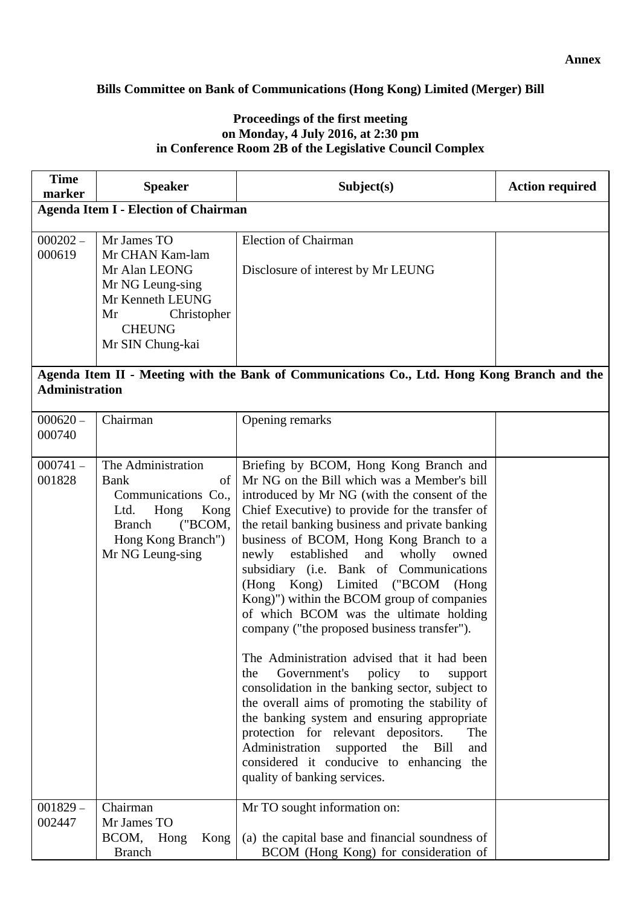**Annex**

**Bills Committee on Bank of Communications (Hong Kong) Limited (Merger) Bill**

**Proceedings of the first meeting**
**on Monday, 4 July 2016, at 2:30 pm**
**in Conference Room 2B of the Legislative Council Complex**

| Time marker | Speaker | Subject(s) | Action required |
|---|---|---|---|
| **Agenda Item I - Election of Chairman** | | | |
| 000202 – 000619 | Mr James TO<br>Mr CHAN Kam-lam<br>Mr Alan LEONG<br>Mr NG Leung-sing<br>Mr Kenneth LEUNG<br>Mr Christopher CHEUNG<br>Mr SIN Chung-kai | Election of Chairman<br><br>Disclosure of interest by Mr LEUNG | |
| **Agenda Item II - Meeting with the Bank of Communications Co., Ltd. Hong Kong Branch and the Administration** | | | |
| 000620 – 000740 | Chairman | Opening remarks | |
| 000741 – 001828 | The Administration<br>Bank of Communications Co., Ltd. Hong Kong Branch ("BCOM, Hong Kong Branch")<br>Mr NG Leung-sing | Briefing by BCOM, Hong Kong Branch and Mr NG on the Bill which was a Member's bill introduced by Mr NG (with the consent of the Chief Executive) to provide for the transfer of the retail banking business and private banking business of BCOM, Hong Kong Branch to a newly established and wholly owned subsidiary (i.e. Bank of Communications (Hong Kong) Limited ("BCOM (Hong Kong)") within the BCOM group of companies of which BCOM was the ultimate holding company ("the proposed business transfer").<br><br>The Administration advised that it had been the Government's policy to support consolidation in the banking sector, subject to the overall aims of promoting the stability of the banking system and ensuring appropriate protection for relevant depositors. The Administration supported the Bill and considered it conducive to enhancing the quality of banking services. | |
| 001829 – 002447 | Chairman<br>Mr James TO<br>BCOM, Hong Kong Branch | Mr TO sought information on:<br><br>(a) the capital base and financial soundness of BCOM (Hong Kong) for consideration of | |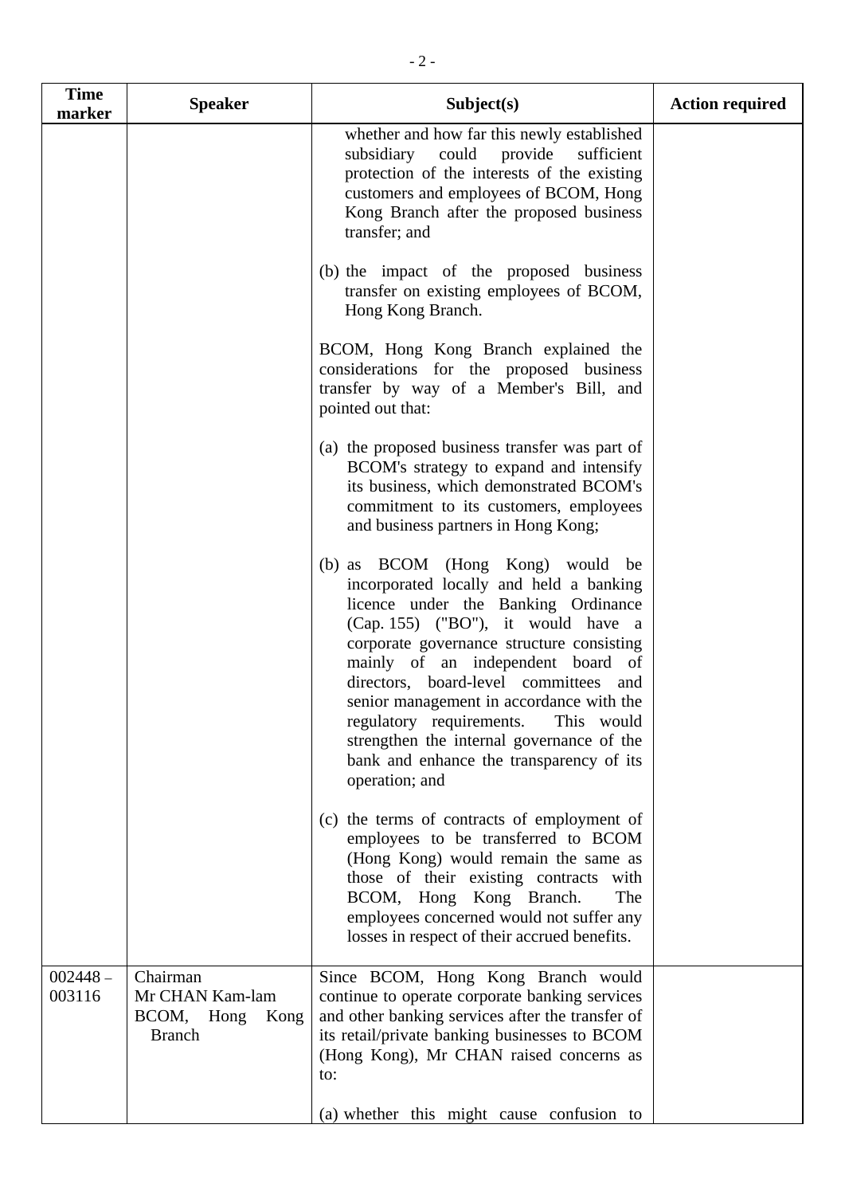| Time marker | Speaker | Subject(s) | Action required |
|---|---|---|---|
| | | whether and how far this newly established subsidiary could provide sufficient protection of the interests of the existing customers and employees of BCOM, Hong Kong Branch after the proposed business transfer; and<br><br>(b) the impact of the proposed business transfer on existing employees of BCOM, Hong Kong Branch.<br><br>BCOM, Hong Kong Branch explained the considerations for the proposed business transfer by way of a Member's Bill, and pointed out that:<br><br>(a) the proposed business transfer was part of BCOM's strategy to expand and intensify its business, which demonstrated BCOM's commitment to its customers, employees and business partners in Hong Kong;<br><br>(b) as BCOM (Hong Kong) would be incorporated locally and held a banking licence under the Banking Ordinance (Cap. 155) ("BO"), it would have a corporate governance structure consisting mainly of an independent board of directors, board-level committees and senior management in accordance with the regulatory requirements. This would strengthen the internal governance of the bank and enhance the transparency of its operation; and<br><br>(c) the terms of contracts of employment of employees to be transferred to BCOM (Hong Kong) would remain the same as those of their existing contracts with BCOM, Hong Kong Branch. The employees concerned would not suffer any losses in respect of their accrued benefits. | |
| 002448 – 003116 | Chairman<br>Mr CHAN Kam-lam<br>BCOM, Hong Kong Branch | Since BCOM, Hong Kong Branch would continue to operate corporate banking services and other banking services after the transfer of its retail/private banking businesses to BCOM (Hong Kong), Mr CHAN raised concerns as to:<br><br>(a) whether this might cause confusion to | |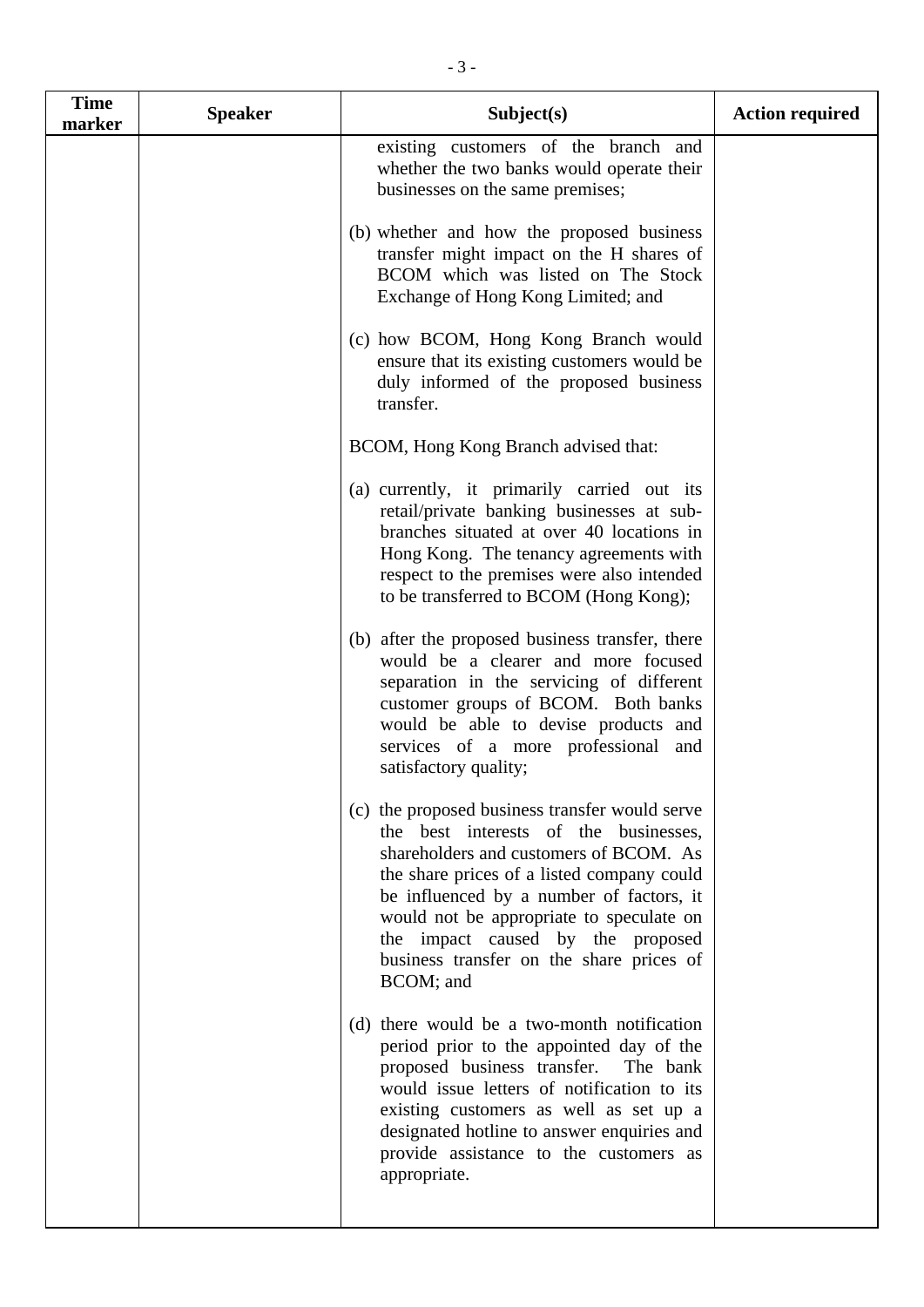| Time marker | Speaker | Subject(s) | Action required |
|---|---|---|---|
| | | existing customers of the branch and whether the two banks would operate their businesses on the same premises;<br><br>(b) whether and how the proposed business transfer might impact on the H shares of BCOM which was listed on The Stock Exchange of Hong Kong Limited; and<br><br>(c) how BCOM, Hong Kong Branch would ensure that its existing customers would be duly informed of the proposed business transfer.<br><br>BCOM, Hong Kong Branch advised that:<br><br>(a) currently, it primarily carried out its retail/private banking businesses at sub-branches situated at over 40 locations in Hong Kong. The tenancy agreements with respect to the premises were also intended to be transferred to BCOM (Hong Kong);<br><br>(b) after the proposed business transfer, there would be a clearer and more focused separation in the servicing of different customer groups of BCOM. Both banks would be able to devise products and services of a more professional and satisfactory quality;<br><br>(c) the proposed business transfer would serve the best interests of the businesses, shareholders and customers of BCOM. As the share prices of a listed company could be influenced by a number of factors, it would not be appropriate to speculate on the impact caused by the proposed business transfer on the share prices of BCOM; and<br><br>(d) there would be a two-month notification period prior to the appointed day of the proposed business transfer. The bank would issue letters of notification to its existing customers as well as set up a designated hotline to answer enquiries and provide assistance to the customers as appropriate. | |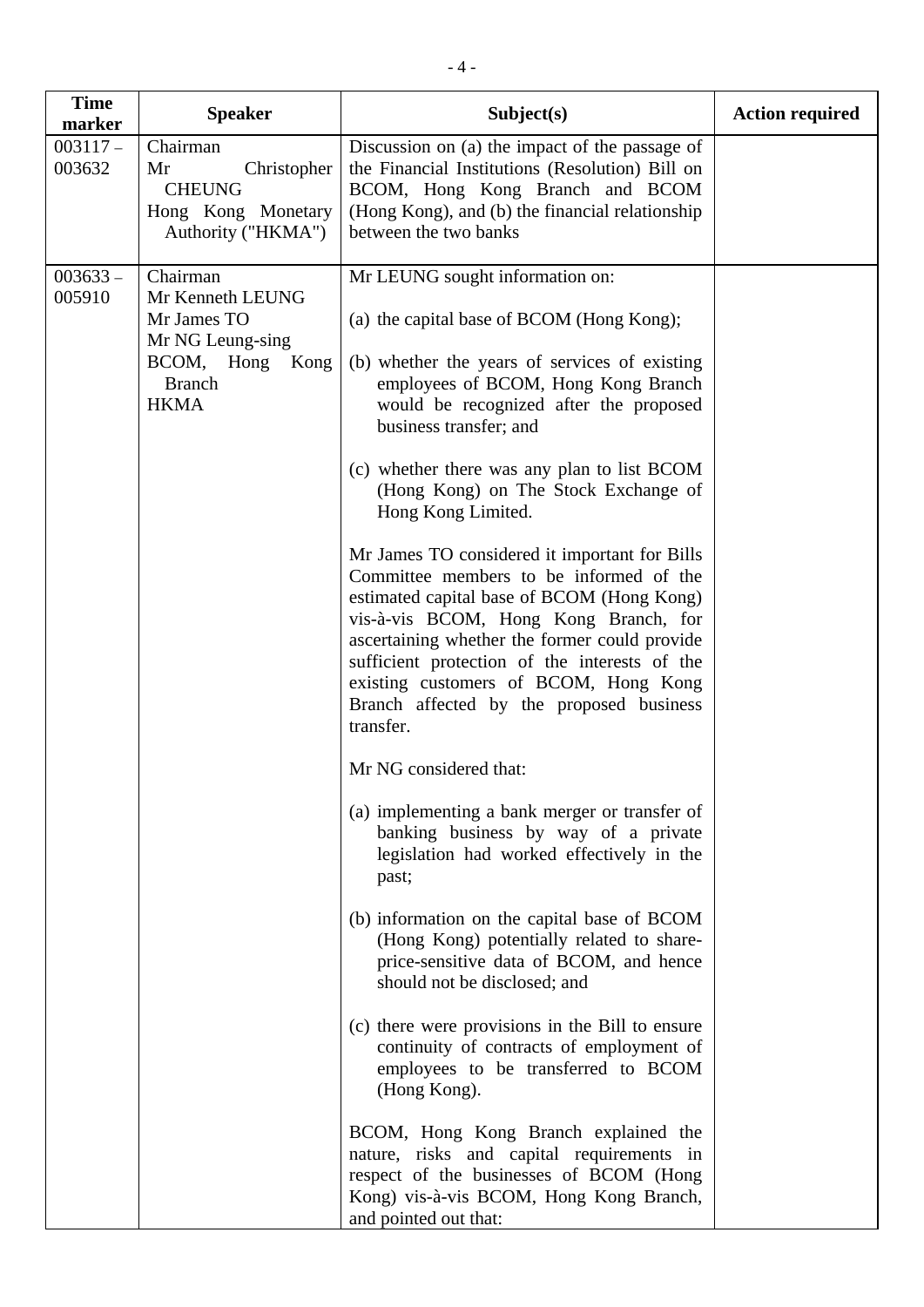| Time marker | Speaker | Subject(s) | Action required |
|---|---|---|---|
| 003117 – 003632 | Chairman<br>Mr Christopher CHEUNG<br>Hong Kong Monetary Authority ("HKMA") | Discussion on (a) the impact of the passage of the Financial Institutions (Resolution) Bill on BCOM, Hong Kong Branch and BCOM (Hong Kong), and (b) the financial relationship between the two banks | |
| 003633 – 005910 | Chairman<br>Mr Kenneth LEUNG<br>Mr James TO<br>Mr NG Leung-sing<br>BCOM, Hong Kong Branch<br>HKMA | Mr LEUNG sought information on:<br><br>(a) the capital base of BCOM (Hong Kong);<br><br>(b) whether the years of services of existing employees of BCOM, Hong Kong Branch would be recognized after the proposed business transfer; and<br><br>(c) whether there was any plan to list BCOM (Hong Kong) on The Stock Exchange of Hong Kong Limited.<br><br>Mr James TO considered it important for Bills Committee members to be informed of the estimated capital base of BCOM (Hong Kong) vis-à-vis BCOM, Hong Kong Branch, for ascertaining whether the former could provide sufficient protection of the interests of the existing customers of BCOM, Hong Kong Branch affected by the proposed business transfer.<br><br>Mr NG considered that:<br><br>(a) implementing a bank merger or transfer of banking business by way of a private legislation had worked effectively in the past;<br><br>(b) information on the capital base of BCOM (Hong Kong) potentially related to share-price-sensitive data of BCOM, and hence should not be disclosed; and<br><br>(c) there were provisions in the Bill to ensure continuity of contracts of employment of employees to be transferred to BCOM (Hong Kong).<br><br>BCOM, Hong Kong Branch explained the nature, risks and capital requirements in respect of the businesses of BCOM (Hong Kong) vis-à-vis BCOM, Hong Kong Branch, and pointed out that: | |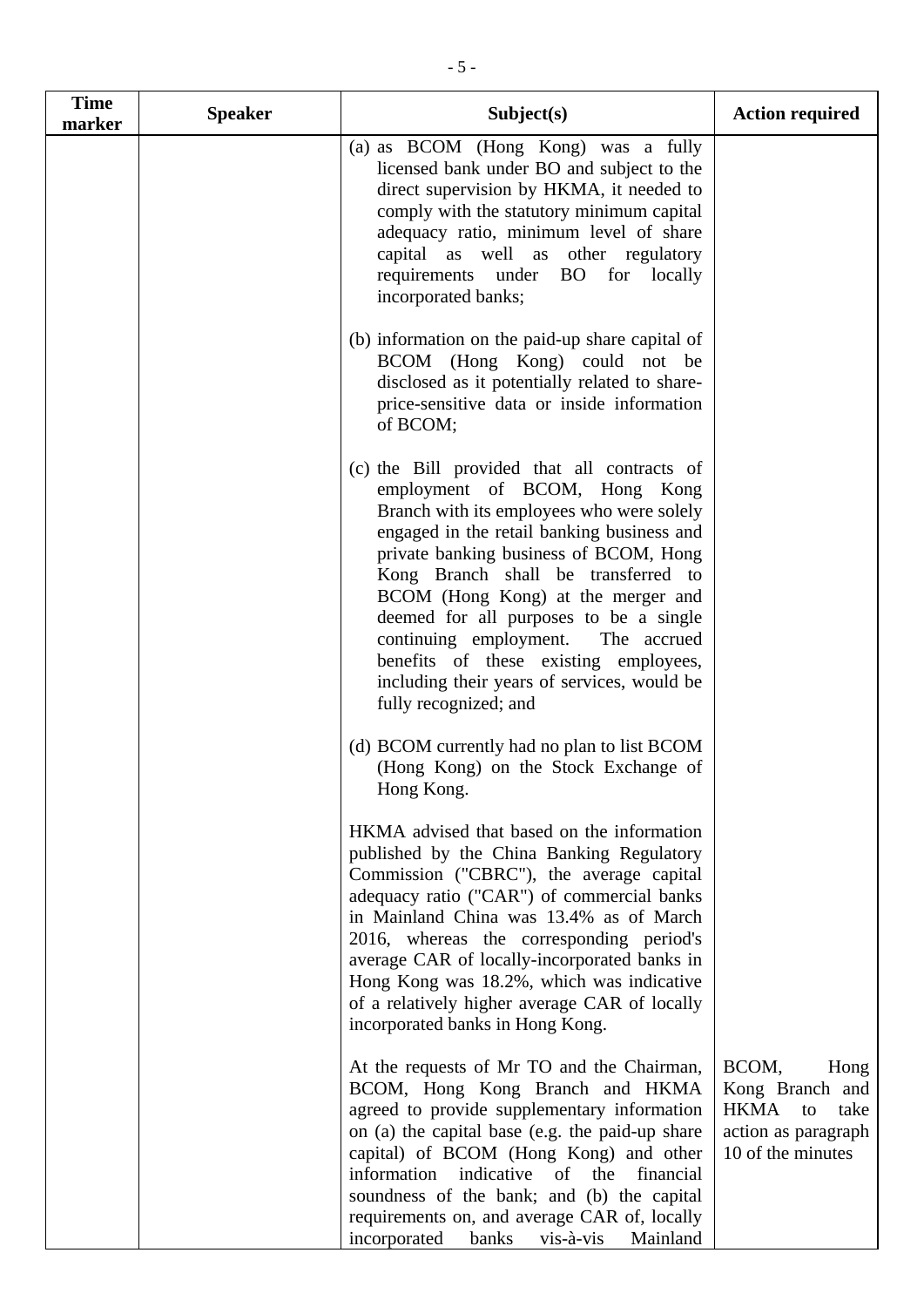| Time marker | Speaker | Subject(s) | Action required |
|---|---|---|---|
| | | (a) as BCOM (Hong Kong) was a fully licensed bank under BO and subject to the direct supervision by HKMA, it needed to comply with the statutory minimum capital adequacy ratio, minimum level of share capital as well as other regulatory requirements under BO for locally incorporated banks;<br><br>(b) information on the paid-up share capital of BCOM (Hong Kong) could not be disclosed as it potentially related to share-price-sensitive data or inside information of BCOM;<br><br>(c) the Bill provided that all contracts of employment of BCOM, Hong Kong Branch with its employees who were solely engaged in the retail banking business and private banking business of BCOM, Hong Kong Branch shall be transferred to BCOM (Hong Kong) at the merger and deemed for all purposes to be a single continuing employment. The accrued benefits of these existing employees, including their years of services, would be fully recognized; and<br><br>(d) BCOM currently had no plan to list BCOM (Hong Kong) on the Stock Exchange of Hong Kong.<br><br>HKMA advised that based on the information published by the China Banking Regulatory Commission ("CBRC"), the average capital adequacy ratio ("CAR") of commercial banks in Mainland China was 13.4% as of March 2016, whereas the corresponding period's average CAR of locally-incorporated banks in Hong Kong was 18.2%, which was indicative of a relatively higher average CAR of locally incorporated banks in Hong Kong. | |
| | | At the requests of Mr TO and the Chairman, BCOM, Hong Kong Branch and HKMA agreed to provide supplementary information on (a) the capital base (e.g. the paid-up share capital) of BCOM (Hong Kong) and other information indicative of the financial soundness of the bank; and (b) the capital requirements on, and average CAR of, locally incorporated banks vis-à-vis Mainland | BCOM, Hong Kong Branch and HKMA to take action as paragraph 10 of the minutes |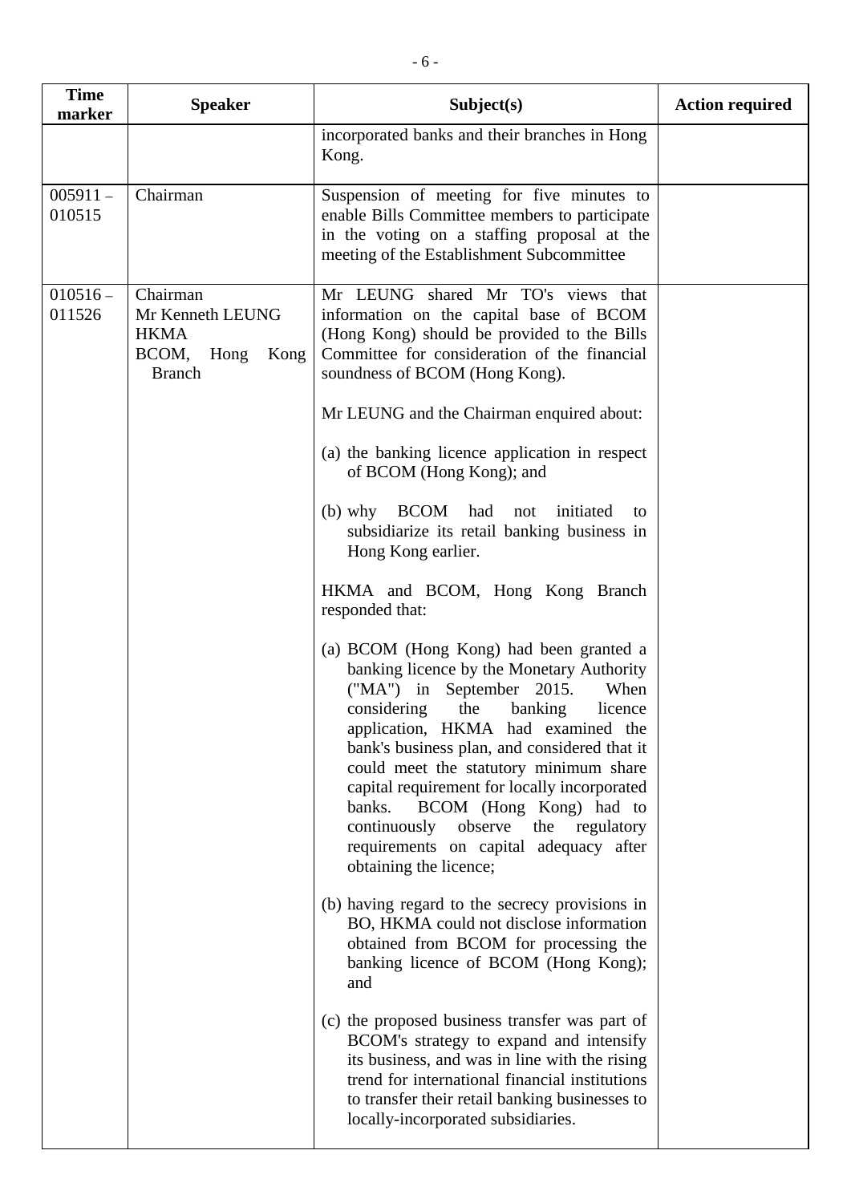| Time marker | Speaker | Subject(s) | Action required |
|---|---|---|---|
| | | incorporated banks and their branches in Hong Kong. | |
| 005911 – 010515 | Chairman | Suspension of meeting for five minutes to enable Bills Committee members to participate in the voting on a staffing proposal at the meeting of the Establishment Subcommittee | |
| 010516 – 011526 | Chairman<br>Mr Kenneth LEUNG<br>HKMA<br>BCOM, Hong Kong Branch | Mr LEUNG shared Mr TO's views that information on the capital base of BCOM (Hong Kong) should be provided to the Bills Committee for consideration of the financial soundness of BCOM (Hong Kong).<br><br>Mr LEUNG and the Chairman enquired about:<br><br>(a) the banking licence application in respect of BCOM (Hong Kong); and<br><br>(b) why BCOM had not initiated to subsidiarize its retail banking business in Hong Kong earlier.<br><br>HKMA and BCOM, Hong Kong Branch responded that:<br><br>(a) BCOM (Hong Kong) had been granted a banking licence by the Monetary Authority ("MA") in September 2015. When considering the banking licence application, HKMA had examined the bank's business plan, and considered that it could meet the statutory minimum share capital requirement for locally incorporated banks. BCOM (Hong Kong) had to continuously observe the regulatory requirements on capital adequacy after obtaining the licence;<br><br>(b) having regard to the secrecy provisions in BO, HKMA could not disclose information obtained from BCOM for processing the banking licence of BCOM (Hong Kong); and<br><br>(c) the proposed business transfer was part of BCOM's strategy to expand and intensify its business, and was in line with the rising trend for international financial institutions to transfer their retail banking businesses to locally-incorporated subsidiaries. | |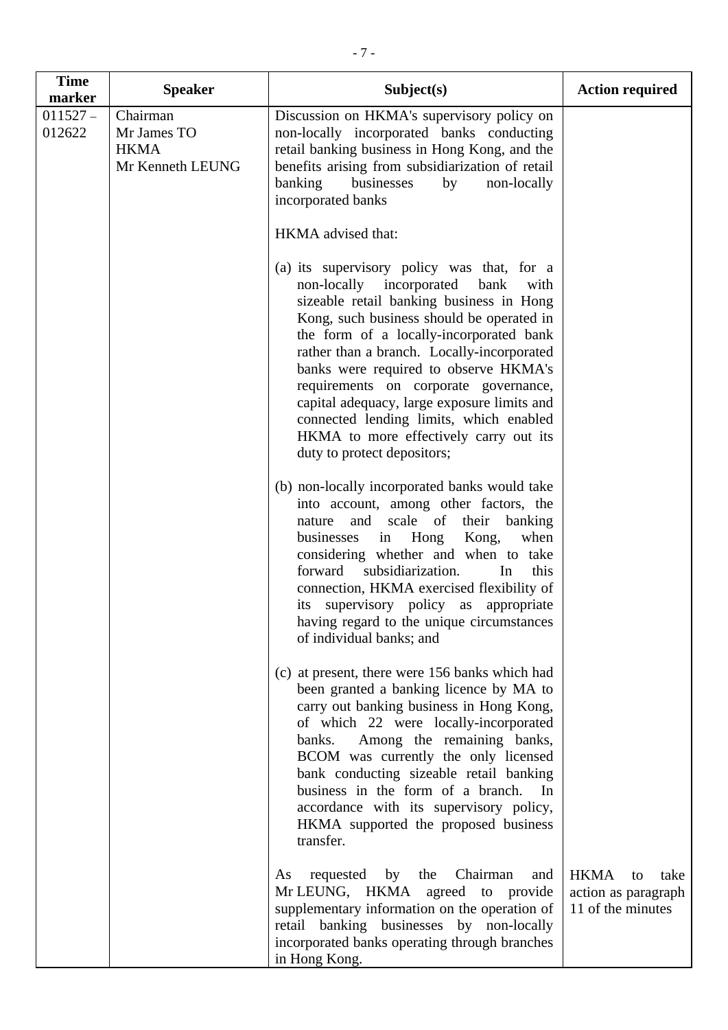| Time marker | Speaker | Subject(s) | Action required |
|---|---|---|---|
| 011527 – 012622 | Chairman<br>Mr James TO<br>HKMA<br>Mr Kenneth LEUNG | Discussion on HKMA's supervisory policy on non-locally incorporated banks conducting retail banking business in Hong Kong, and the benefits arising from subsidiarization of retail banking businesses by non-locally incorporated banks<br><br>HKMA advised that:<br><br>(a) its supervisory policy was that, for a non-locally incorporated bank with sizeable retail banking business in Hong Kong, such business should be operated in the form of a locally-incorporated bank rather than a branch. Locally-incorporated banks were required to observe HKMA's requirements on corporate governance, capital adequacy, large exposure limits and connected lending limits, which enabled HKMA to more effectively carry out its duty to protect depositors;<br><br>(b) non-locally incorporated banks would take into account, among other factors, the nature and scale of their banking businesses in Hong Kong, when considering whether and when to take forward subsidiarization. In this connection, HKMA exercised flexibility of its supervisory policy as appropriate having regard to the unique circumstances of individual banks; and<br><br>(c) at present, there were 156 banks which had been granted a banking licence by MA to carry out banking business in Hong Kong, of which 22 were locally-incorporated banks. Among the remaining banks, BCOM was currently the only licensed bank conducting sizeable retail banking business in the form of a branch. In accordance with its supervisory policy, HKMA supported the proposed business transfer.<br><br>As requested by the Chairman and Mr LEUNG, HKMA agreed to provide supplementary information on the operation of retail banking businesses by non-locally incorporated banks operating through branches in Hong Kong. | HKMA to take action as paragraph 11 of the minutes |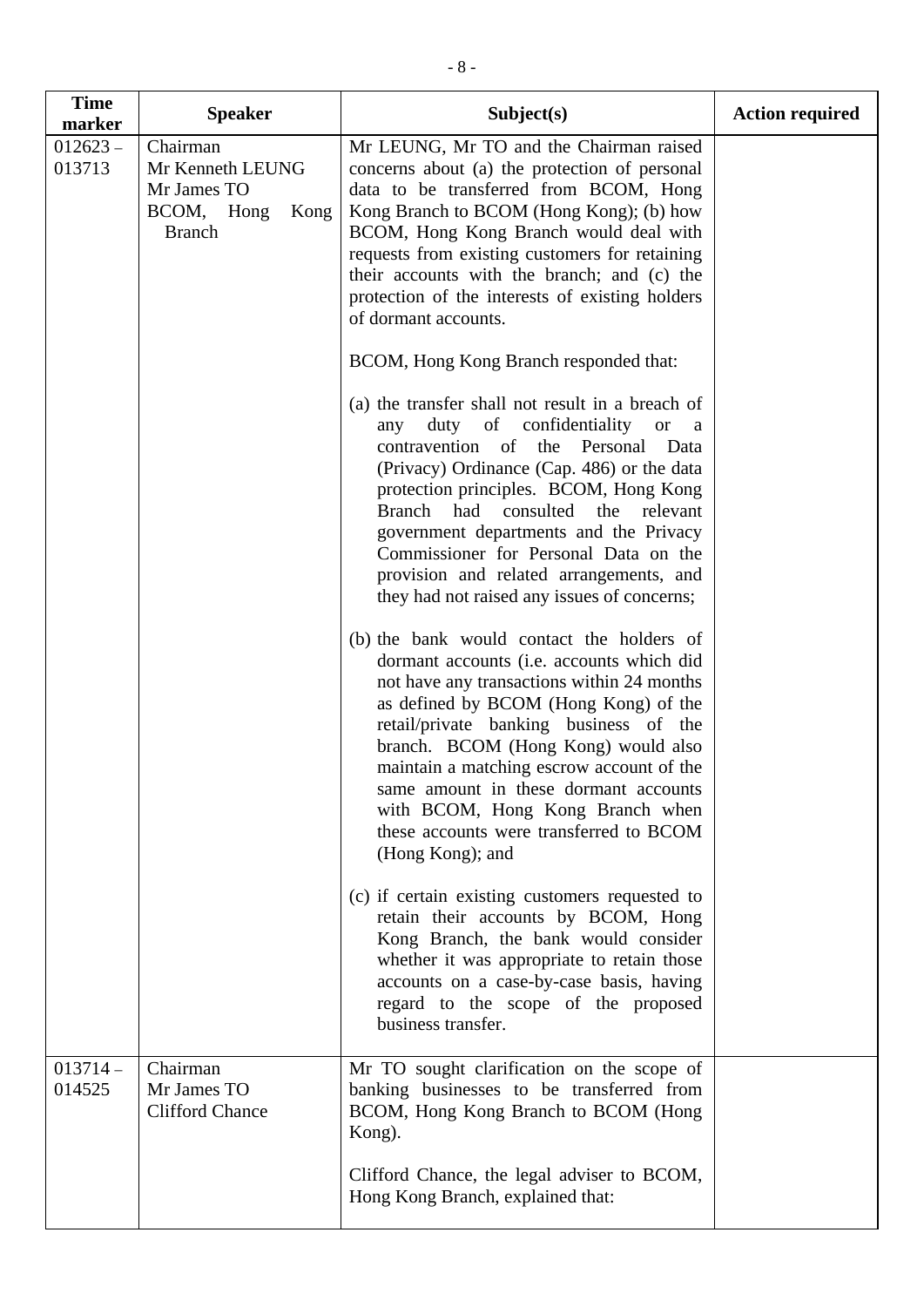| Time marker | Speaker | Subject(s) | Action required |
|---|---|---|---|
| 012623 – 013713 | Chairman<br>Mr Kenneth LEUNG<br>Mr James TO<br>BCOM, Hong Kong Branch | Mr LEUNG, Mr TO and the Chairman raised concerns about (a) the protection of personal data to be transferred from BCOM, Hong Kong Branch to BCOM (Hong Kong); (b) how BCOM, Hong Kong Branch would deal with requests from existing customers for retaining their accounts with the branch; and (c) the protection of the interests of existing holders of dormant accounts.<br><br>BCOM, Hong Kong Branch responded that:<br><br>(a) the transfer shall not result in a breach of any duty of confidentiality or a contravention of the Personal Data (Privacy) Ordinance (Cap. 486) or the data protection principles. BCOM, Hong Kong Branch had consulted the relevant government departments and the Privacy Commissioner for Personal Data on the provision and related arrangements, and they had not raised any issues of concerns;<br><br>(b) the bank would contact the holders of dormant accounts (i.e. accounts which did not have any transactions within 24 months as defined by BCOM (Hong Kong) of the retail/private banking business of the branch. BCOM (Hong Kong) would also maintain a matching escrow account of the same amount in these dormant accounts with BCOM, Hong Kong Branch when these accounts were transferred to BCOM (Hong Kong); and<br><br>(c) if certain existing customers requested to retain their accounts by BCOM, Hong Kong Branch, the bank would consider whether it was appropriate to retain those accounts on a case-by-case basis, having regard to the scope of the proposed business transfer. | |
| 013714 – 014525 | Chairman<br>Mr James TO<br>Clifford Chance | Mr TO sought clarification on the scope of banking businesses to be transferred from BCOM, Hong Kong Branch to BCOM (Hong Kong).<br><br>Clifford Chance, the legal adviser to BCOM, Hong Kong Branch, explained that: | |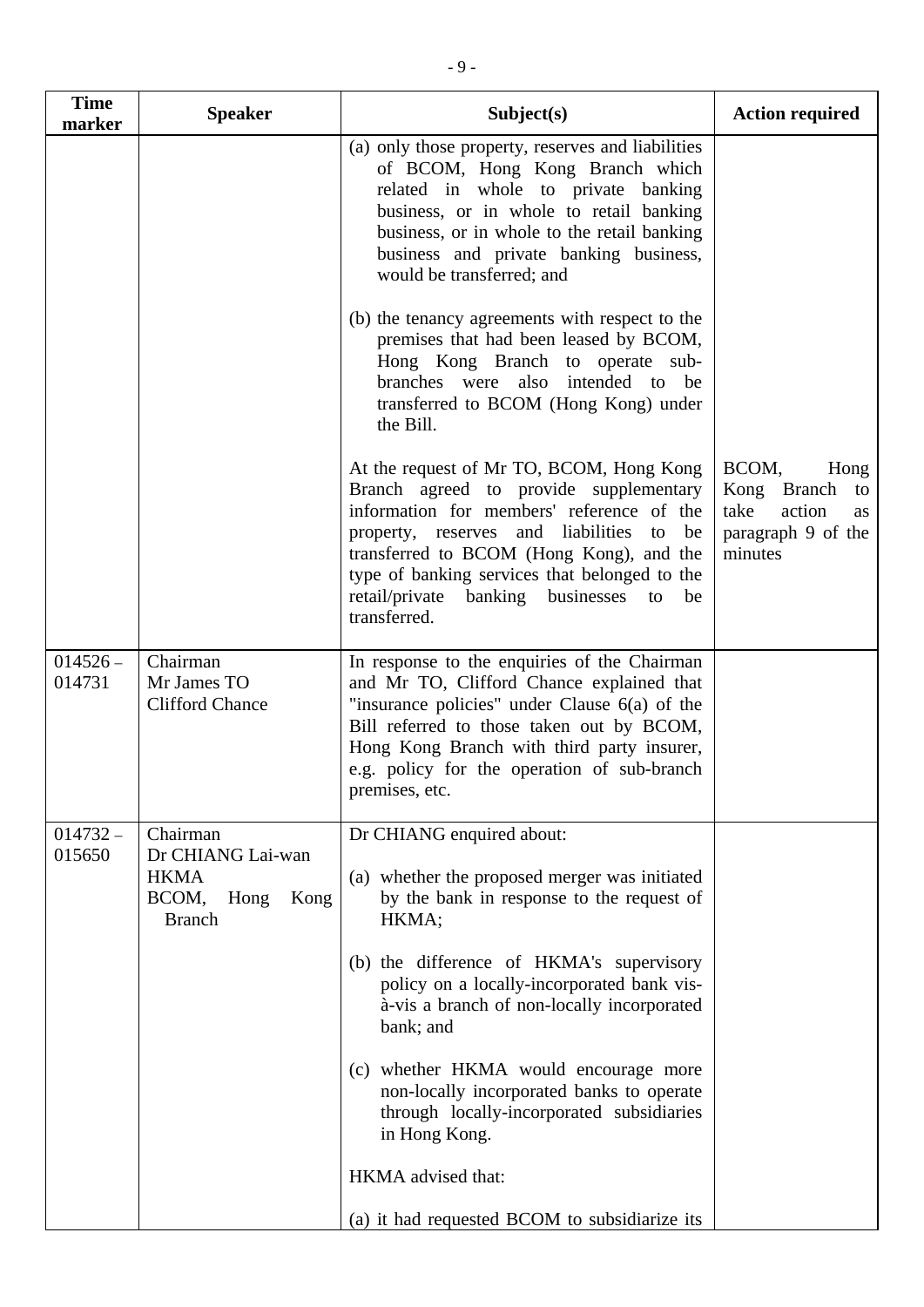| Time marker | Speaker | Subject(s) | Action required |
|---|---|---|---|
| | | (a) only those property, reserves and liabilities of BCOM, Hong Kong Branch which related in whole to private banking business, or in whole to retail banking business, or in whole to the retail banking business and private banking business, would be transferred; and<br><br>(b) the tenancy agreements with respect to the premises that had been leased by BCOM, Hong Kong Branch to operate sub-branches were also intended to be transferred to BCOM (Hong Kong) under the Bill.<br><br>At the request of Mr TO, BCOM, Hong Kong Branch agreed to provide supplementary information for members' reference of the property, reserves and liabilities to be transferred to BCOM (Hong Kong), and the type of banking services that belonged to the retail/private banking businesses to be transferred. | BCOM, Hong Kong Branch to take action as paragraph 9 of the minutes |
| 014526 – 014731 | Chairman<br>Mr James TO<br>Clifford Chance | In response to the enquiries of the Chairman and Mr TO, Clifford Chance explained that "insurance policies" under Clause 6(a) of the Bill referred to those taken out by BCOM, Hong Kong Branch with third party insurer, e.g. policy for the operation of sub-branch premises, etc. | |
| 014732 – 015650 | Chairman<br>Dr CHIANG Lai-wan<br>HKMA<br>BCOM, Hong Kong Branch | Dr CHIANG enquired about:<br><br>(a) whether the proposed merger was initiated by the bank in response to the request of HKMA;<br><br>(b) the difference of HKMA's supervisory policy on a locally-incorporated bank vis-à-vis a branch of non-locally incorporated bank; and<br><br>(c) whether HKMA would encourage more non-locally incorporated banks to operate through locally-incorporated subsidiaries in Hong Kong.<br><br>HKMA advised that:<br><br>(a) it had requested BCOM to subsidiarize its | |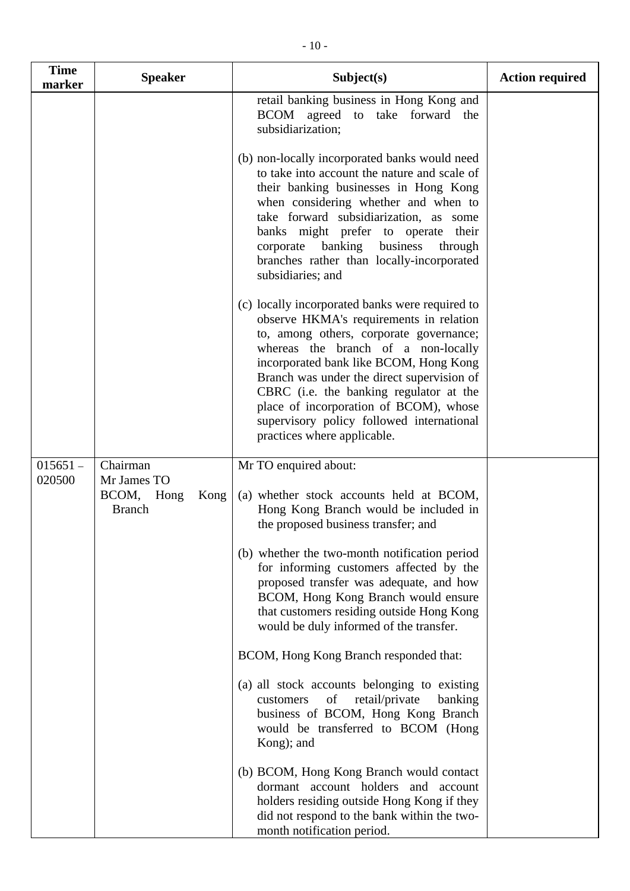| Time marker | Speaker | Subject(s) | Action required |
|---|---|---|---|
| | | retail banking business in Hong Kong and BCOM agreed to take forward the subsidiarization;<br><br>(b) non-locally incorporated banks would need to take into account the nature and scale of their banking businesses in Hong Kong when considering whether and when to take forward subsidiarization, as some banks might prefer to operate their corporate banking business through branches rather than locally-incorporated subsidiaries; and<br><br>(c) locally incorporated banks were required to observe HKMA's requirements in relation to, among others, corporate governance; whereas the branch of a non-locally incorporated bank like BCOM, Hong Kong Branch was under the direct supervision of CBRC (i.e. the banking regulator at the place of incorporation of BCOM), whose supervisory policy followed international practices where applicable. | |
| 015651 – 020500 | Chairman<br>Mr James TO<br>BCOM, Hong Kong Branch | Mr TO enquired about:<br><br>(a) whether stock accounts held at BCOM, Hong Kong Branch would be included in the proposed business transfer; and<br><br>(b) whether the two-month notification period for informing customers affected by the proposed transfer was adequate, and how BCOM, Hong Kong Branch would ensure that customers residing outside Hong Kong would be duly informed of the transfer.<br><br>BCOM, Hong Kong Branch responded that:<br><br>(a) all stock accounts belonging to existing customers of retail/private banking business of BCOM, Hong Kong Branch would be transferred to BCOM (Hong Kong); and<br><br>(b) BCOM, Hong Kong Branch would contact dormant account holders and account holders residing outside Hong Kong if they did not respond to the bank within the two-month notification period. | |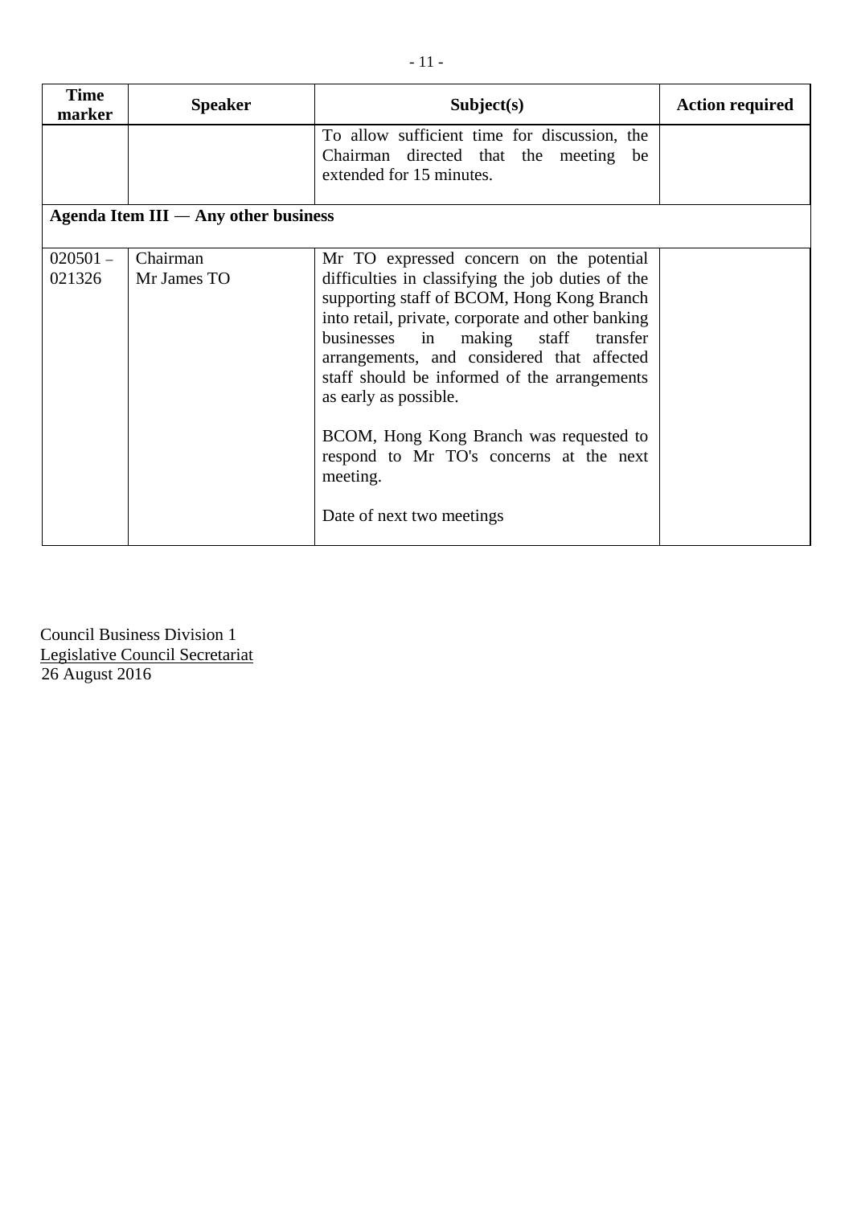| Time marker | Speaker | Subject(s) | Action required |
|---|---|---|---|
| | | To allow sufficient time for discussion, the Chairman directed that the meeting be extended for 15 minutes. | |
| **Agenda Item III — Any other business** | | | |
| 020501 – 021326 | Chairman<br>Mr James TO | Mr TO expressed concern on the potential difficulties in classifying the job duties of the supporting staff of BCOM, Hong Kong Branch into retail, private, corporate and other banking businesses in making staff transfer arrangements, and considered that affected staff should be informed of the arrangements as early as possible.<br><br>BCOM, Hong Kong Branch was requested to respond to Mr TO's concerns at the next meeting.<br><br>Date of next two meetings | |

Council Business Division 1
Legislative Council Secretariat
26 August 2016